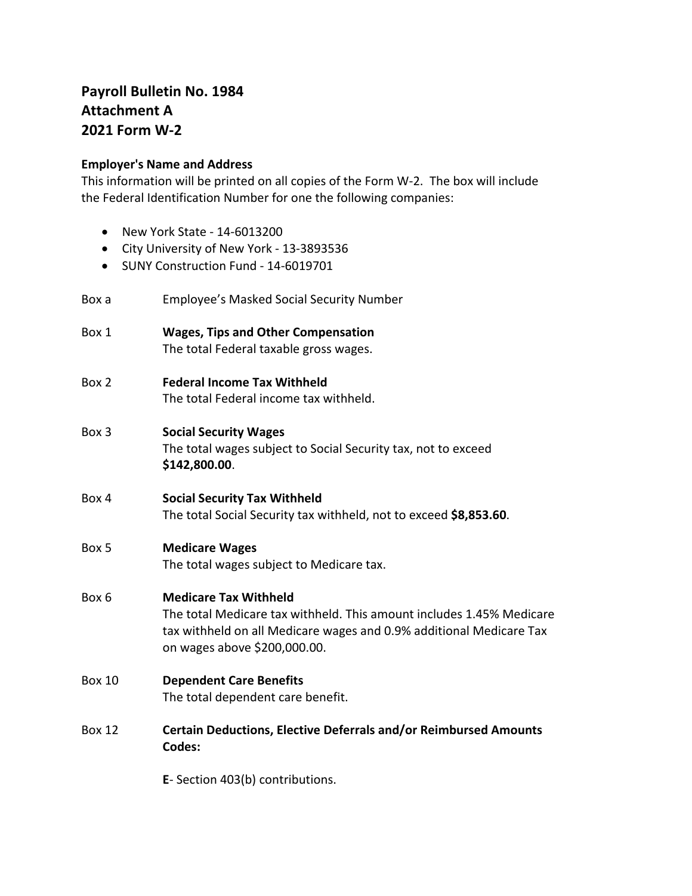# Payroll Bulletin No. 1984
# Attachment A
# 2021 Form W-2

**Employer's Name and Address**

This information will be printed on all copies of the Form W-2. The box will include the Federal Identification Number for one the following companies:

- New York State - 14-6013200
- City University of New York - 13-3893536
- SUNY Construction Fund - 14-6019701

Box a Employee's Masked Social Security Number

Box 1 **Wages, Tips and Other Compensation**
The total Federal taxable gross wages.

Box 2 **Federal Income Tax Withheld**
The total Federal income tax withheld.

Box 3 **Social Security Wages**
The total wages subject to Social Security tax, not to exceed **$142,800.00**.

Box 4 **Social Security Tax Withheld**
The total Social Security tax withheld, not to exceed **$8,853.60**.

Box 5 **Medicare Wages**
The total wages subject to Medicare tax.

Box 6 **Medicare Tax Withheld**
The total Medicare tax withheld. This amount includes 1.45% Medicare tax withheld on all Medicare wages and 0.9% additional Medicare Tax on wages above $200,000.00.

Box 10 **Dependent Care Benefits**
The total dependent care benefit.

Box 12 **Certain Deductions, Elective Deferrals and/or Reimbursed Amounts Codes:**

**E**- Section 403(b) contributions.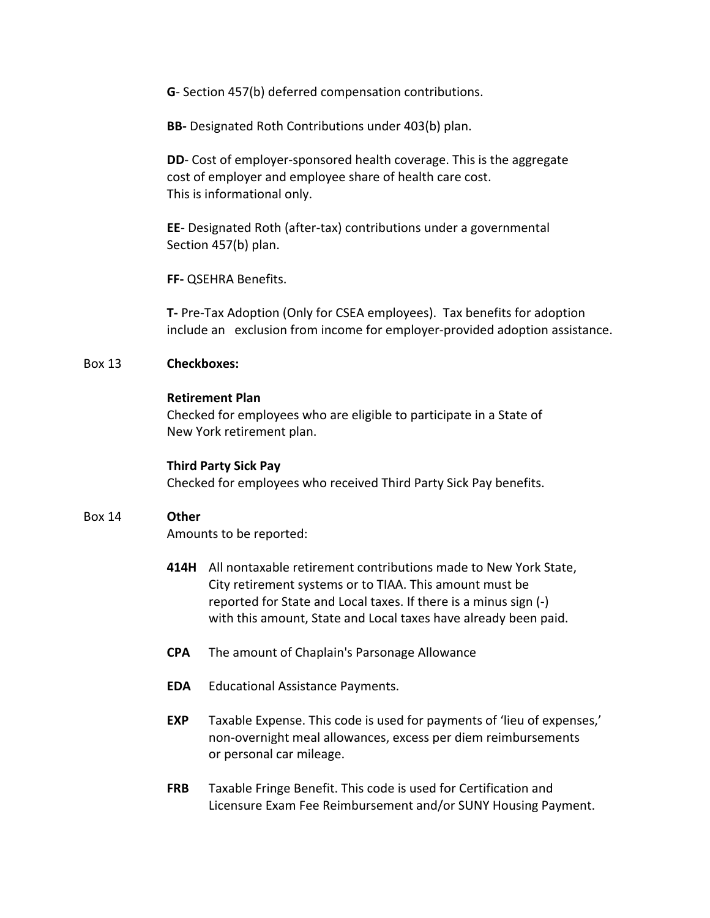**G**- Section 457(b) deferred compensation contributions.

**BB-** Designated Roth Contributions under 403(b) plan.

**DD**- Cost of employer-sponsored health coverage. This is the aggregate cost of employer and employee share of health care cost. This is informational only.

**EE**- Designated Roth (after-tax) contributions under a governmental Section 457(b) plan.

**FF-** QSEHRA Benefits.

**T-** Pre-Tax Adoption (Only for CSEA employees). Tax benefits for adoption include an exclusion from income for employer-provided adoption assistance.

Box 13 **Checkboxes:**

**Retirement Plan**
Checked for employees who are eligible to participate in a State of New York retirement plan.

**Third Party Sick Pay**
Checked for employees who received Third Party Sick Pay benefits.

Box 14 **Other**
Amounts to be reported:

- **414H** All nontaxable retirement contributions made to New York State, City retirement systems or to TIAA. This amount must be reported for State and Local taxes. If there is a minus sign (-) with this amount, State and Local taxes have already been paid.

- **CPA** The amount of Chaplain's Parsonage Allowance

- **EDA** Educational Assistance Payments.

- **EXP** Taxable Expense. This code is used for payments of 'lieu of expenses,' non-overnight meal allowances, excess per diem reimbursements or personal car mileage.

- **FRB** Taxable Fringe Benefit. This code is used for Certification and Licensure Exam Fee Reimbursement and/or SUNY Housing Payment.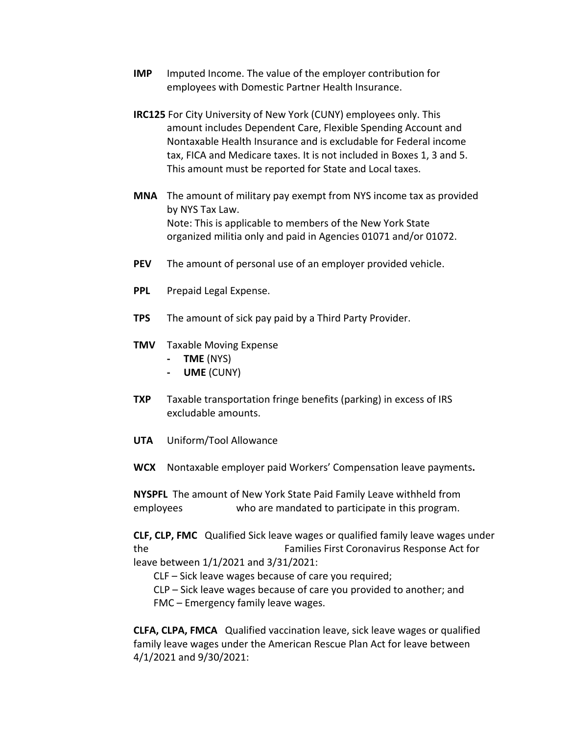**IMP** Imputed Income. The value of the employer contribution for employees with Domestic Partner Health Insurance.

**IRC125** For City University of New York (CUNY) employees only. This amount includes Dependent Care, Flexible Spending Account and Nontaxable Health Insurance and is excludable for Federal income tax, FICA and Medicare taxes. It is not included in Boxes 1, 3 and 5. This amount must be reported for State and Local taxes.

**MNA** The amount of military pay exempt from NYS income tax as provided by NYS Tax Law.
Note: This is applicable to members of the New York State organized militia only and paid in Agencies 01071 and/or 01072.

**PEV** The amount of personal use of an employer provided vehicle.

**PPL** Prepaid Legal Expense.

**TPS** The amount of sick pay paid by a Third Party Provider.

**TMV** Taxable Moving Expense

- **TME** (NYS)
- **UME** (CUNY)

**TXP** Taxable transportation fringe benefits (parking) in excess of IRS excludable amounts.

**UTA** Uniform/Tool Allowance

**WCX** Nontaxable employer paid Workers' Compensation leave payments**.**

**NYSPFL** The amount of New York State Paid Family Leave withheld from employees who are mandated to participate in this program.

**CLF, CLP, FMC** Qualified Sick leave wages or qualified family leave wages under the Families First Coronavirus Response Act for leave between 1/1/2021 and 3/31/2021:

CLF – Sick leave wages because of care you required;
CLP – Sick leave wages because of care you provided to another; and
FMC – Emergency family leave wages.

**CLFA, CLPA, FMCA** Qualified vaccination leave, sick leave wages or qualified family leave wages under the American Rescue Plan Act for leave between 4/1/2021 and 9/30/2021: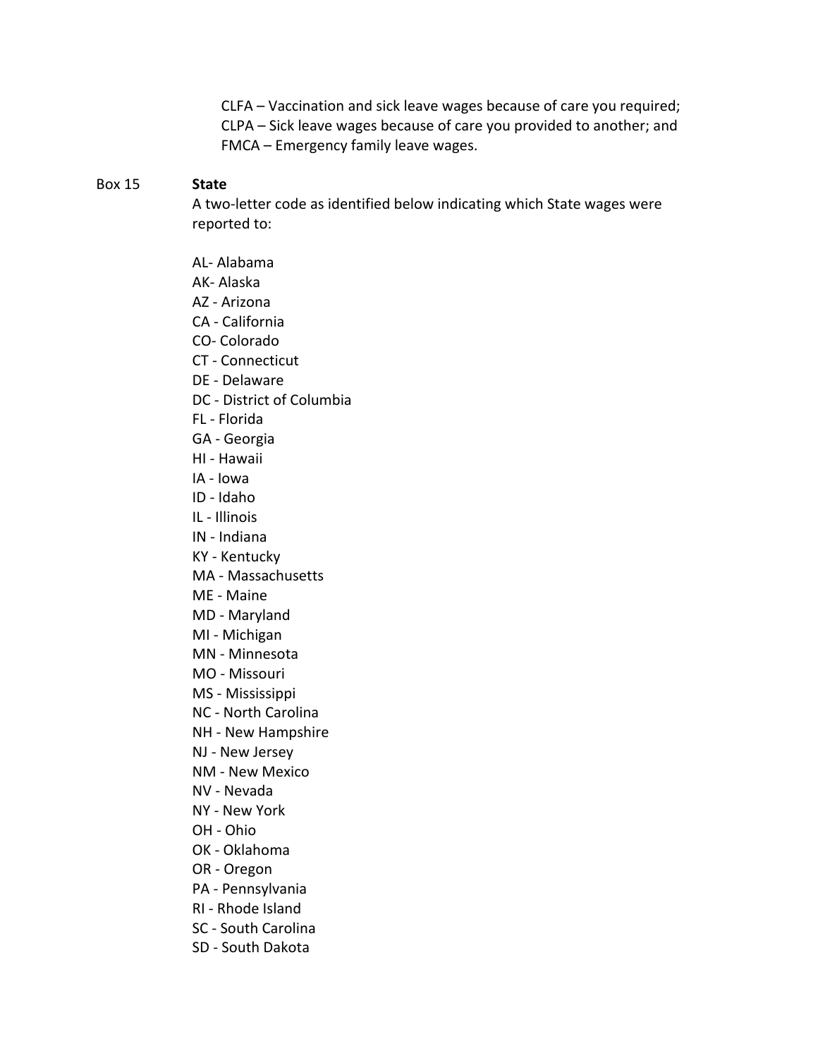CLFA – Vaccination and sick leave wages because of care you required;
CLPA – Sick leave wages because of care you provided to another; and
FMCA – Emergency family leave wages.

Box 15 **State**

A two-letter code as identified below indicating which State wages were reported to:

AL- Alabama
AK- Alaska
AZ - Arizona
CA - California
CO- Colorado
CT - Connecticut
DE - Delaware
DC - District of Columbia
FL - Florida
GA - Georgia
HI - Hawaii
IA - Iowa
ID - Idaho
IL - Illinois
IN - Indiana
KY - Kentucky
MA - Massachusetts
ME - Maine
MD - Maryland
MI - Michigan
MN - Minnesota
MO - Missouri
MS - Mississippi
NC - North Carolina
NH - New Hampshire
NJ - New Jersey
NM - New Mexico
NV - Nevada
NY - New York
OH - Ohio
OK - Oklahoma
OR - Oregon
PA - Pennsylvania
RI - Rhode Island
SC - South Carolina
SD - South Dakota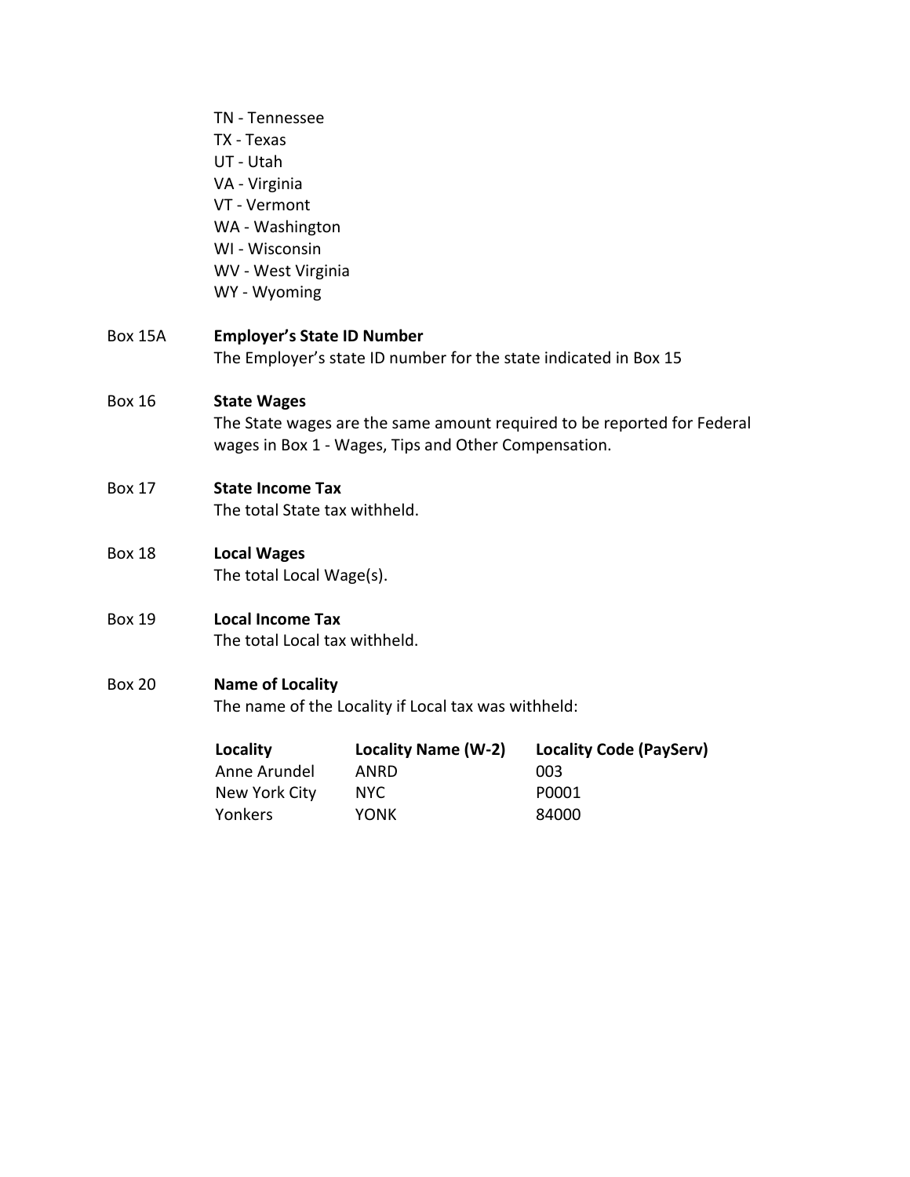TN - Tennessee
TX - Texas
UT - Utah
VA - Virginia
VT - Vermont
WA - Washington
WI - Wisconsin
WV - West Virginia
WY - Wyoming

Box 15A **Employer's State ID Number**
The Employer's state ID number for the state indicated in Box 15

Box 16 **State Wages**
The State wages are the same amount required to be reported for Federal wages in Box 1 - Wages, Tips and Other Compensation.

Box 17 **State Income Tax**
The total State tax withheld.

Box 18 **Local Wages**
The total Local Wage(s).

Box 19 **Local Income Tax**
The total Local tax withheld.

Box 20 **Name of Locality**
The name of the Locality if Local tax was withheld:

| Locality | Locality Name (W-2) | Locality Code (PayServ) |
| --- | --- | --- |
| Anne Arundel | ANRD | 003 |
| New York City | NYC | P0001 |
| Yonkers | YONK | 84000 |